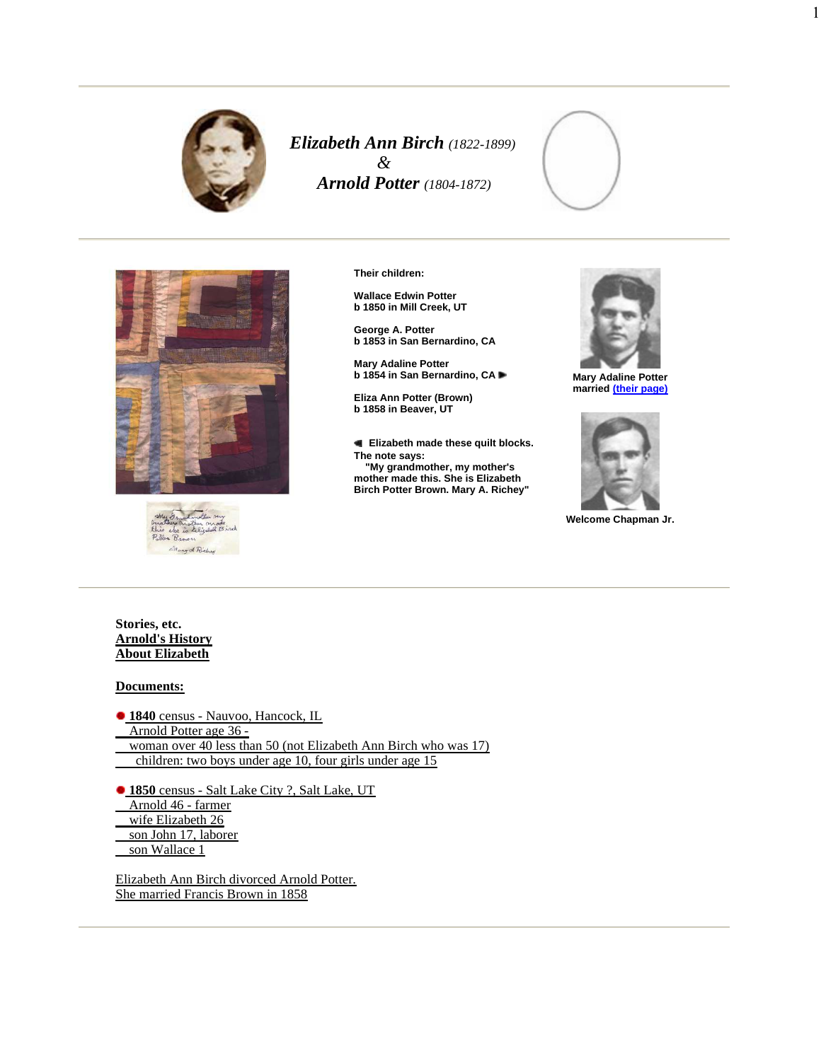# *Elizabeth Ann Birch* *(1822-1899)* & *Arnold Potter* *(1804-1872)*

**Their children:**

**Wallace Edwin Potter**
**b 1850 in Mill Creek, UT**

**George A. Potter**
**b 1853 in San Bernardino, CA**

**Mary Adaline Potter**
**b 1854 in San Bernardino, CA**

**Eliza Ann Potter (Brown)**
**b 1858 in Beaver, UT**

**Elizabeth made these quilt blocks.**
**The note says:**
**"My grandmother, my mother's mother made this. She is Elizabeth Birch Potter Brown. Mary A. Richey"**

**Mary Adaline Potter married [(their page)]**

**Welcome Chapman Jr.**

**Stories, etc.**
**Arnold's History**
**About Elizabeth**

**Documents:**

- **1840** census - Nauvoo, Hancock, IL
  Arnold Potter age 36 -
  woman over 40 less than 50 (not Elizabeth Ann Birch who was 17)
  children: two boys under age 10, four girls under age 15

- **1850** census - Salt Lake City ?, Salt Lake, UT
  Arnold 46 - farmer
  wife Elizabeth 26
  son John 17, laborer
  son Wallace 1

Elizabeth Ann Birch divorced Arnold Potter.
She married Francis Brown in 1858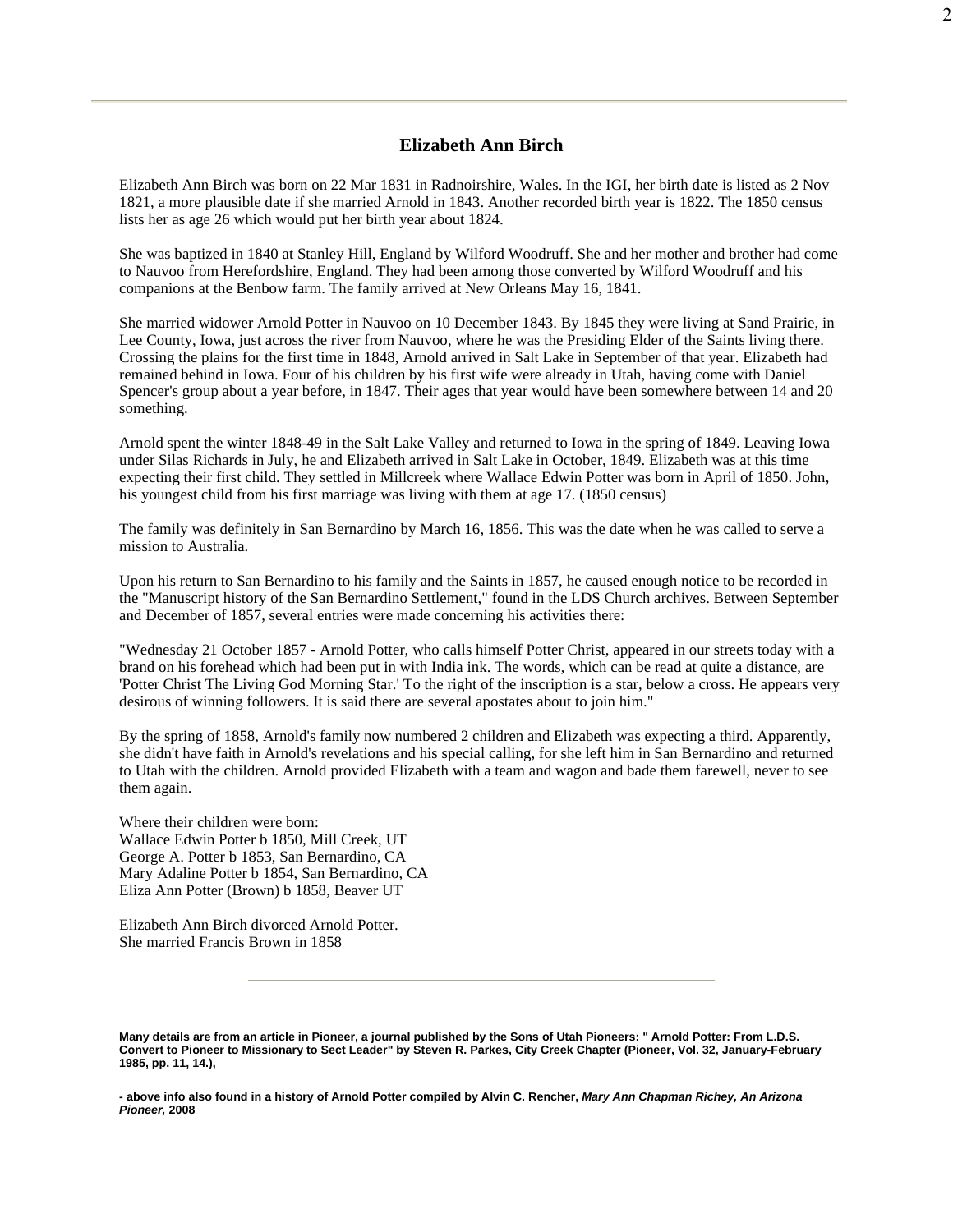## Elizabeth Ann Birch

Elizabeth Ann Birch was born on 22 Mar 1831 in Radnoirshire, Wales. In the IGI, her birth date is listed as 2 Nov 1821, a more plausible date if she married Arnold in 1843. Another recorded birth year is 1822. The 1850 census lists her as age 26 which would put her birth year about 1824.

She was baptized in 1840 at Stanley Hill, England by Wilford Woodruff. She and her mother and brother had come to Nauvoo from Herefordshire, England. They had been among those converted by Wilford Woodruff and his companions at the Benbow farm. The family arrived at New Orleans May 16, 1841.

She married widower Arnold Potter in Nauvoo on 10 December 1843. By 1845 they were living at Sand Prairie, in Lee County, Iowa, just across the river from Nauvoo, where he was the Presiding Elder of the Saints living there. Crossing the plains for the first time in 1848, Arnold arrived in Salt Lake in September of that year. Elizabeth had remained behind in Iowa. Four of his children by his first wife were already in Utah, having come with Daniel Spencer's group about a year before, in 1847. Their ages that year would have been somewhere between 14 and 20 something.

Arnold spent the winter 1848-49 in the Salt Lake Valley and returned to Iowa in the spring of 1849. Leaving Iowa under Silas Richards in July, he and Elizabeth arrived in Salt Lake in October, 1849. Elizabeth was at this time expecting their first child. They settled in Millcreek where Wallace Edwin Potter was born in April of 1850. John, his youngest child from his first marriage was living with them at age 17. (1850 census)

The family was definitely in San Bernardino by March 16, 1856. This was the date when he was called to serve a mission to Australia.

Upon his return to San Bernardino to his family and the Saints in 1857, he caused enough notice to be recorded in the "Manuscript history of the San Bernardino Settlement," found in the LDS Church archives. Between September and December of 1857, several entries were made concerning his activities there:

"Wednesday 21 October 1857 - Arnold Potter, who calls himself Potter Christ, appeared in our streets today with a brand on his forehead which had been put in with India ink. The words, which can be read at quite a distance, are 'Potter Christ The Living God Morning Star.' To the right of the inscription is a star, below a cross. He appears very desirous of winning followers. It is said there are several apostates about to join him."

By the spring of 1858, Arnold's family now numbered 2 children and Elizabeth was expecting a third. Apparently, she didn't have faith in Arnold's revelations and his special calling, for she left him in San Bernardino and returned to Utah with the children. Arnold provided Elizabeth with a team and wagon and bade them farewell, never to see them again.

Where their children were born:
Wallace Edwin Potter b 1850, Mill Creek, UT
George A. Potter b 1853, San Bernardino, CA
Mary Adaline Potter b 1854, San Bernardino, CA
Eliza Ann Potter (Brown) b 1858, Beaver UT

Elizabeth Ann Birch divorced Arnold Potter.
She married Francis Brown in 1858

---

**Many details are from an article in Pioneer, a journal published by the Sons of Utah Pioneers: " Arnold Potter: From L.D.S. Convert to Pioneer to Missionary to Sect Leader" by Steven R. Parkes, City Creek Chapter (Pioneer, Vol. 32, January-February 1985, pp. 11, 14.),**

**- above info also found in a history of Arnold Potter compiled by Alvin C. Rencher, *Mary Ann Chapman Richey, An Arizona Pioneer,* 2008**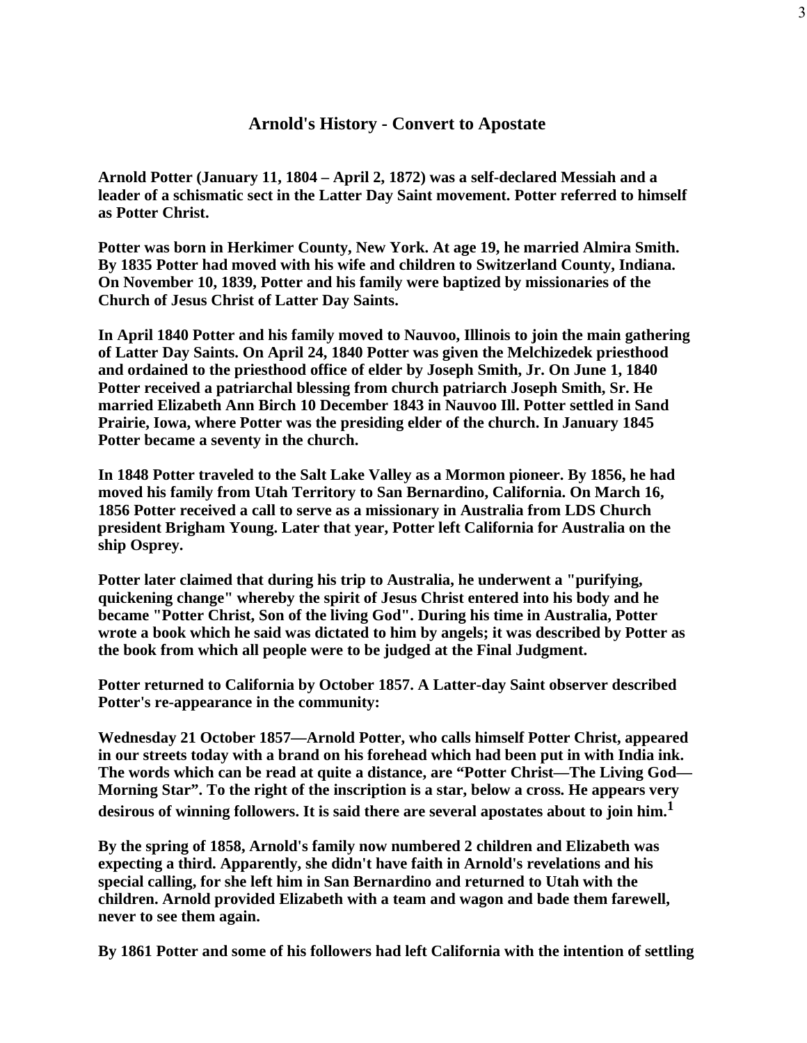## Arnold's History - Convert to Apostate

**Arnold Potter (January 11, 1804 – April 2, 1872) was a self-declared Messiah and a leader of a schismatic sect in the Latter Day Saint movement. Potter referred to himself as Potter Christ.**

**Potter was born in Herkimer County, New York. At age 19, he married Almira Smith. By 1835 Potter had moved with his wife and children to Switzerland County, Indiana. On November 10, 1839, Potter and his family were baptized by missionaries of the Church of Jesus Christ of Latter Day Saints.**

**In April 1840 Potter and his family moved to Nauvoo, Illinois to join the main gathering of Latter Day Saints. On April 24, 1840 Potter was given the Melchizedek priesthood and ordained to the priesthood office of elder by Joseph Smith, Jr. On June 1, 1840 Potter received a patriarchal blessing from church patriarch Joseph Smith, Sr. He married Elizabeth Ann Birch 10 December 1843 in Nauvoo Ill. Potter settled in Sand Prairie, Iowa, where Potter was the presiding elder of the church. In January 1845 Potter became a seventy in the church.**

**In 1848 Potter traveled to the Salt Lake Valley as a Mormon pioneer. By 1856, he had moved his family from Utah Territory to San Bernardino, California. On March 16, 1856 Potter received a call to serve as a missionary in Australia from LDS Church president Brigham Young. Later that year, Potter left California for Australia on the ship Osprey.**

**Potter later claimed that during his trip to Australia, he underwent a "purifying, quickening change" whereby the spirit of Jesus Christ entered into his body and he became "Potter Christ, Son of the living God". During his time in Australia, Potter wrote a book which he said was dictated to him by angels; it was described by Potter as the book from which all people were to be judged at the Final Judgment.**

**Potter returned to California by October 1857. A Latter-day Saint observer described Potter's re-appearance in the community:**

**Wednesday 21 October 1857—Arnold Potter, who calls himself Potter Christ, appeared in our streets today with a brand on his forehead which had been put in with India ink. The words which can be read at quite a distance, are "Potter Christ—The Living God—Morning Star". To the right of the inscription is a star, below a cross. He appears very desirous of winning followers. It is said there are several apostates about to join him.[1]**

**By the spring of 1858, Arnold's family now numbered 2 children and Elizabeth was expecting a third. Apparently, she didn't have faith in Arnold's revelations and his special calling, for she left him in San Bernardino and returned to Utah with the children. Arnold provided Elizabeth with a team and wagon and bade them farewell, never to see them again.**

**By 1861 Potter and some of his followers had left California with the intention of settling**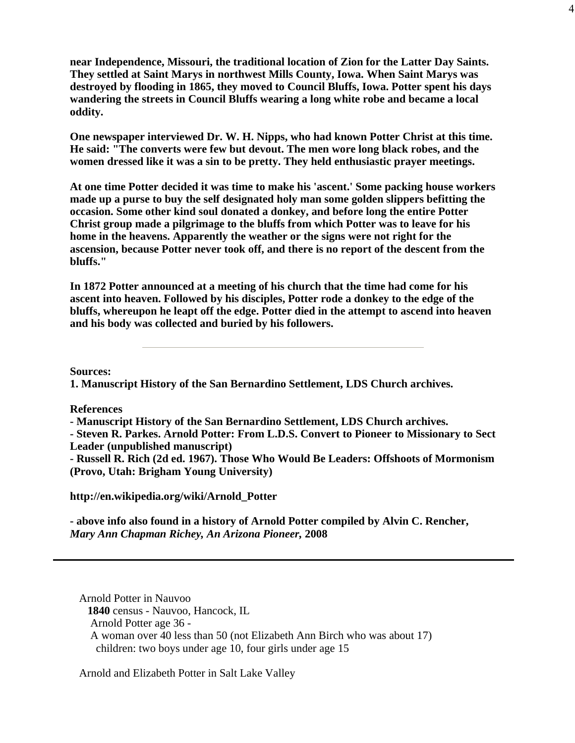**near Independence, Missouri, the traditional location of Zion for the Latter Day Saints. They settled at Saint Marys in northwest Mills County, Iowa. When Saint Marys was destroyed by flooding in 1865, they moved to Council Bluffs, Iowa. Potter spent his days wandering the streets in Council Bluffs wearing a long white robe and became a local oddity.**

**One newspaper interviewed Dr. W. H. Nipps, who had known Potter Christ at this time. He said: "The converts were few but devout. The men wore long black robes, and the women dressed like it was a sin to be pretty. They held enthusiastic prayer meetings.**

**At one time Potter decided it was time to make his 'ascent.' Some packing house workers made up a purse to buy the self designated holy man some golden slippers befitting the occasion. Some other kind soul donated a donkey, and before long the entire Potter Christ group made a pilgrimage to the bluffs from which Potter was to leave for his home in the heavens. Apparently the weather or the signs were not right for the ascension, because Potter never took off, and there is no report of the descent from the bluffs."**

**In 1872 Potter announced at a meeting of his church that the time had come for his ascent into heaven. Followed by his disciples, Potter rode a donkey to the edge of the bluffs, whereupon he leapt off the edge. Potter died in the attempt to ascend into heaven and his body was collected and buried by his followers.**

---

**Sources:**
**1. Manuscript History of the San Bernardino Settlement, LDS Church archives.**

**References**
**- Manuscript History of the San Bernardino Settlement, LDS Church archives.**
**- Steven R. Parkes. Arnold Potter: From L.D.S. Convert to Pioneer to Missionary to Sect Leader (unpublished manuscript)**
**- Russell R. Rich (2d ed. 1967). Those Who Would Be Leaders: Offshoots of Mormonism (Provo, Utah: Brigham Young University)**

**http://en.wikipedia.org/wiki/Arnold_Potter**

**- above info also found in a history of Arnold Potter compiled by Alvin C. Rencher, *Mary Ann Chapman Richey, An Arizona Pioneer,* 2008**

---

Arnold Potter in Nauvoo
**1840** census - Nauvoo, Hancock, IL
Arnold Potter age 36 -
A woman over 40 less than 50 (not Elizabeth Ann Birch who was about 17)
children: two boys under age 10, four girls under age 15

Arnold and Elizabeth Potter in Salt Lake Valley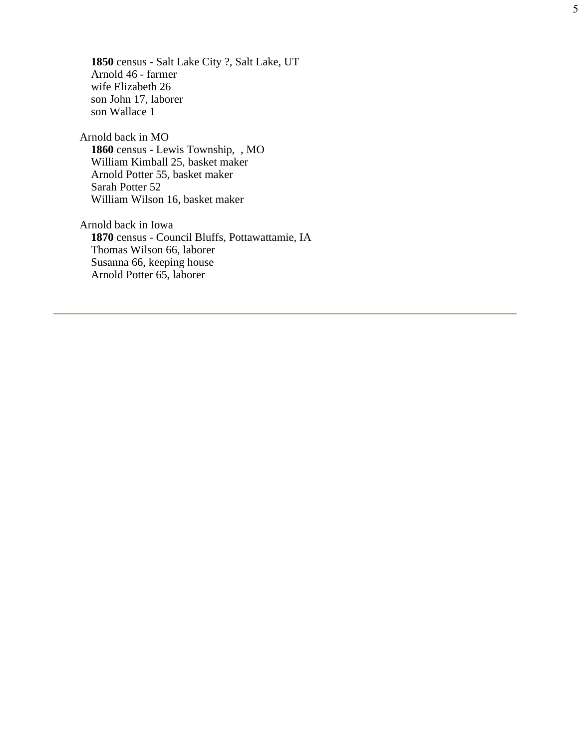**1850** census - Salt Lake City ?, Salt Lake, UT
Arnold 46 - farmer
wife Elizabeth 26
son John 17, laborer
son Wallace 1

Arnold back in MO
**1860** census - Lewis Township,  , MO
William Kimball 25, basket maker
Arnold Potter 55, basket maker
Sarah Potter 52
William Wilson 16, basket maker

Arnold back in Iowa
**1870** census - Council Bluffs, Pottawattamie, IA
Thomas Wilson 66, laborer
Susanna 66, keeping house
Arnold Potter 65, laborer

---